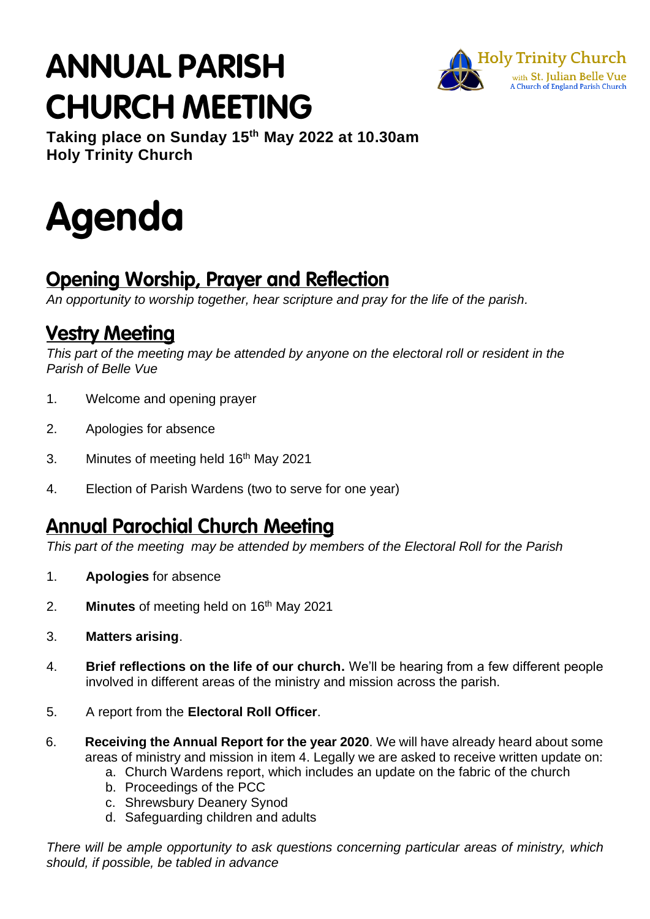# ANNUAL PARISH CHURCH MEETING

Holy Trinity Church
with St. Julian Belle Vue
A Church of England Parish Church

**Taking place on Sunday 15th May 2022 at 10.30am**
**Holy Trinity Church**

# Agenda

## Opening Worship, Prayer and Reflection

*An opportunity to worship together, hear scripture and pray for the life of the parish.*

## Vestry Meeting

*This part of the meeting may be attended by anyone on the electoral roll or resident in the Parish of Belle Vue*

1. Welcome and opening prayer
2. Apologies for absence
3. Minutes of meeting held 16th May 2021
4. Election of Parish Wardens (two to serve for one year)

## Annual Parochial Church Meeting

*This part of the meeting may be attended by members of the Electoral Roll for the Parish*

1. **Apologies** for absence
2. **Minutes** of meeting held on 16th May 2021
3. **Matters arising**.
4. **Brief reflections on the life of our church.** We'll be hearing from a few different people involved in different areas of the ministry and mission across the parish.
5. A report from the **Electoral Roll Officer**.
6. **Receiving the Annual Report for the year 2020**. We will have already heard about some areas of ministry and mission in item 4. Legally we are asked to receive written update on:
   a. Church Wardens report, which includes an update on the fabric of the church
   b. Proceedings of the PCC
   c. Shrewsbury Deanery Synod
   d. Safeguarding children and adults

*There will be ample opportunity to ask questions concerning particular areas of ministry, which should, if possible, be tabled in advance*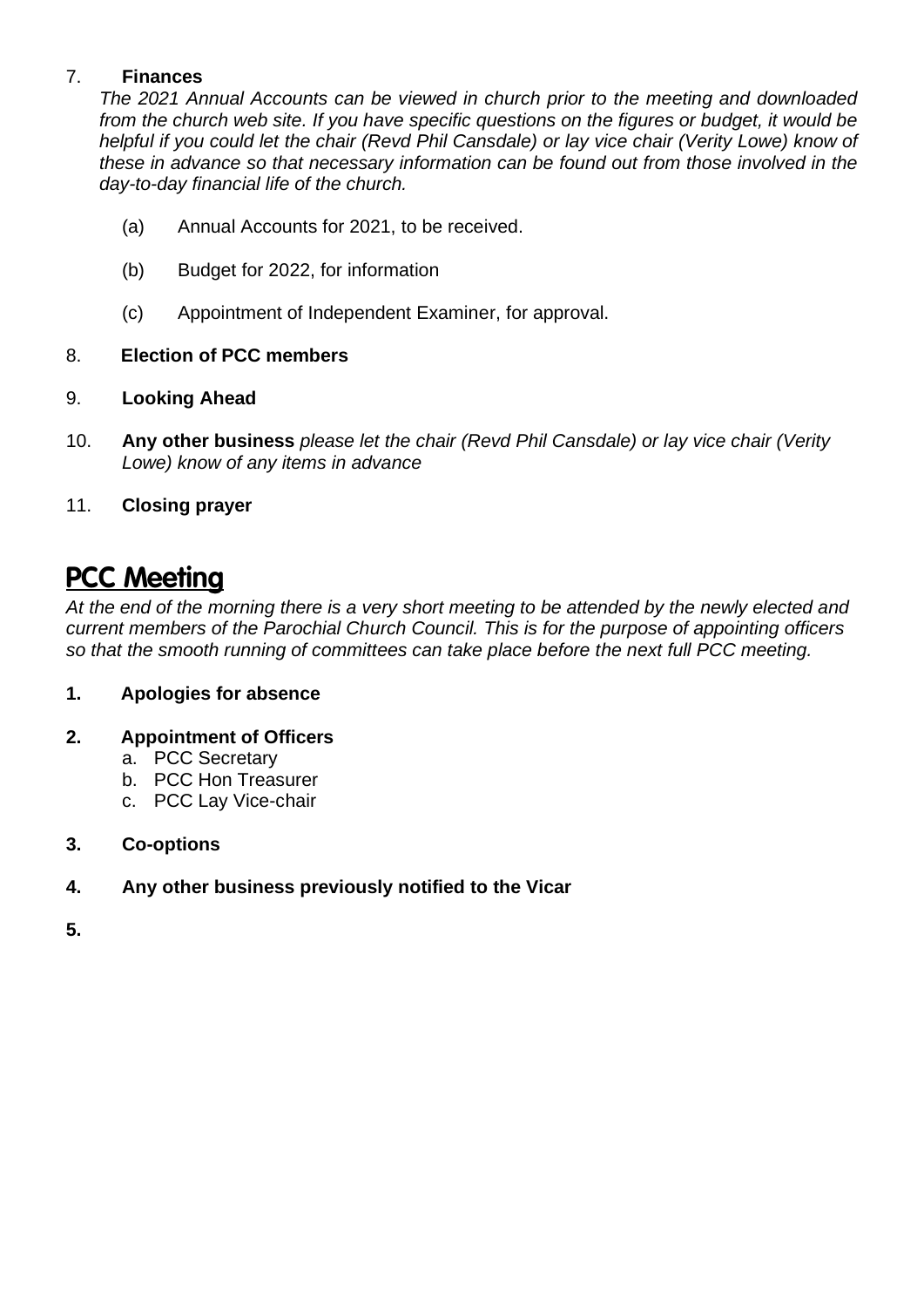7. **Finances**

   *The 2021 Annual Accounts can be viewed in church prior to the meeting and downloaded from the church web site. If you have specific questions on the figures or budget, it would be helpful if you could let the chair (Revd Phil Cansdale) or lay vice chair (Verity Lowe) know of these in advance so that necessary information can be found out from those involved in the day-to-day financial life of the church.*

   (a) Annual Accounts for 2021, to be received.

   (b) Budget for 2022, for information

   (c) Appointment of Independent Examiner, for approval.

8. **Election of PCC members**

9. **Looking Ahead**

10. **Any other business** *please let the chair (Revd Phil Cansdale) or lay vice chair (Verity Lowe) know of any items in advance*

11. **Closing prayer**

## PCC Meeting

*At the end of the morning there is a very short meeting to be attended by the newly elected and current members of the Parochial Church Council. This is for the purpose of appointing officers so that the smooth running of committees can take place before the next full PCC meeting.*

**1. Apologies for absence**

**2. Appointment of Officers**

   a. PCC Secretary
   b. PCC Hon Treasurer
   c. PCC Lay Vice-chair

**3. Co-options**

**4. Any other business previously notified to the Vicar**

**5.**